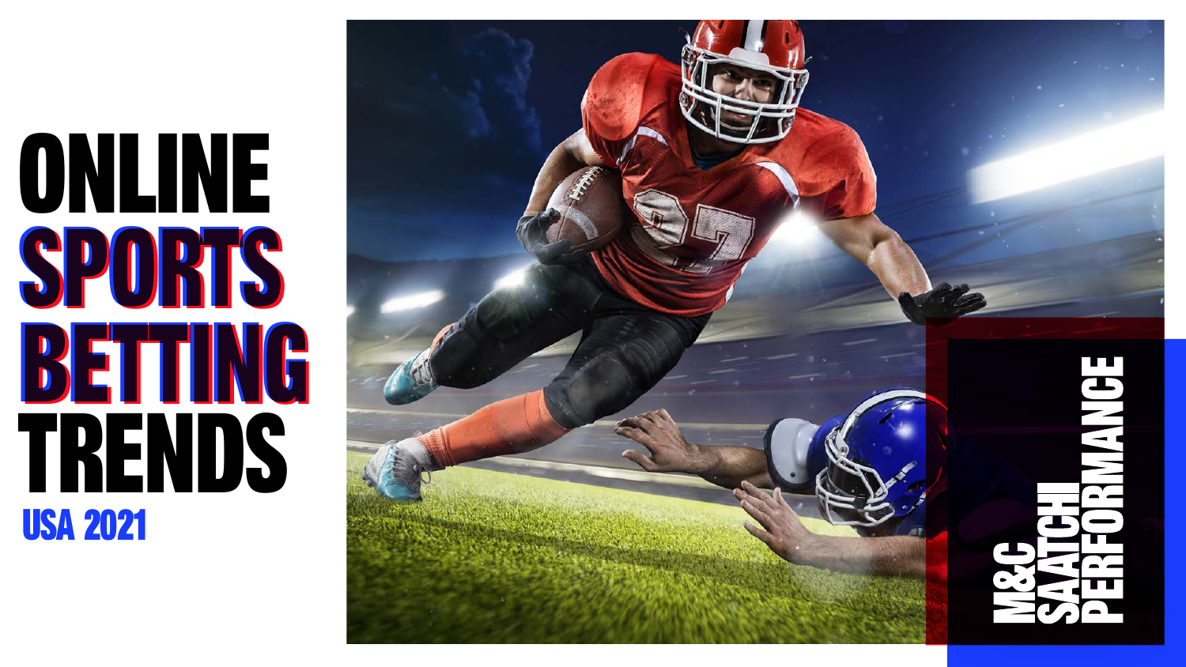# ONLINE SPORTS BETTING TRENDS

## USA 2021

M&C SAATCHI PERFORMANCE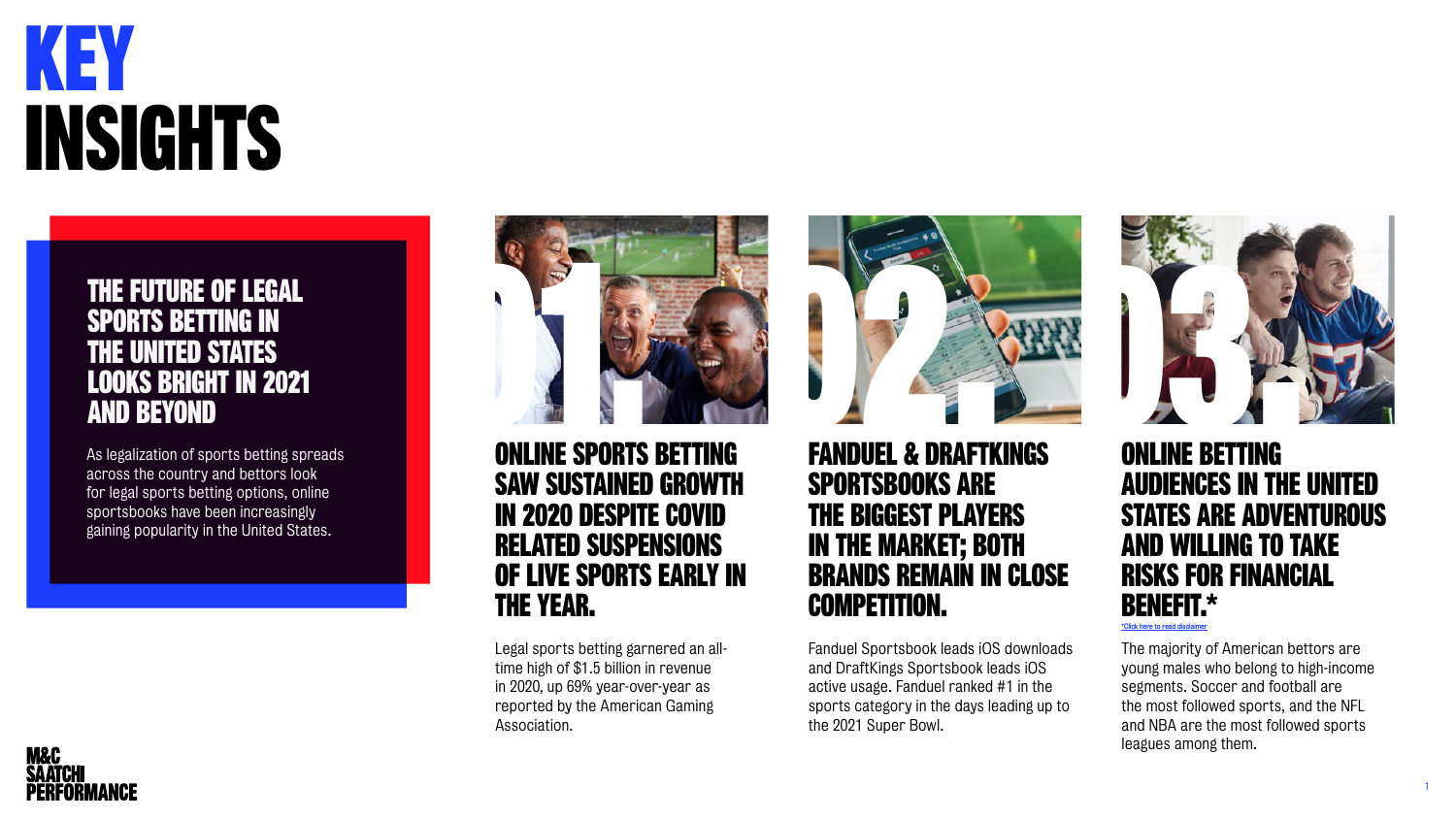# KEY INSIGHTS

## THE FUTURE OF LEGAL SPORTS BETTING IN THE UNITED STATES LOOKS BRIGHT IN 2021 AND BEYOND

As legalization of sports betting spreads across the country and bettors look for legal sports betting options, online sportsbooks have been increasingly gaining popularity in the United States.

## 01. ONLINE SPORTS BETTING SAW SUSTAINED GROWTH IN 2020 DESPITE COVID RELATED SUSPENSIONS OF LIVE SPORTS EARLY IN THE YEAR.

Legal sports betting garnered an all-time high of $1.5 billion in revenue in 2020, up 69% year-over-year as reported by the American Gaming Association.

## 02. FANDUEL & DRAFTKINGS SPORTSBOOKS ARE THE BIGGEST PLAYERS IN THE MARKET; BOTH BRANDS REMAIN IN CLOSE COMPETITION.

Fanduel Sportsbook leads iOS downloads and DraftKings Sportsbook leads iOS active usage. Fanduel ranked #1 in the sports category in the days leading up to the 2021 Super Bowl.

## 03. ONLINE BETTING AUDIENCES IN THE UNITED STATES ARE ADVENTUROUS AND WILLING TO TAKE RISKS FOR FINANCIAL BENEFIT.*

*Click here to read disclaimer

The majority of American bettors are young males who belong to high-income segments. Soccer and football are the most followed sports, and the NFL and NBA are the most followed sports leagues among them.

M&C SAATCHI PERFORMANCE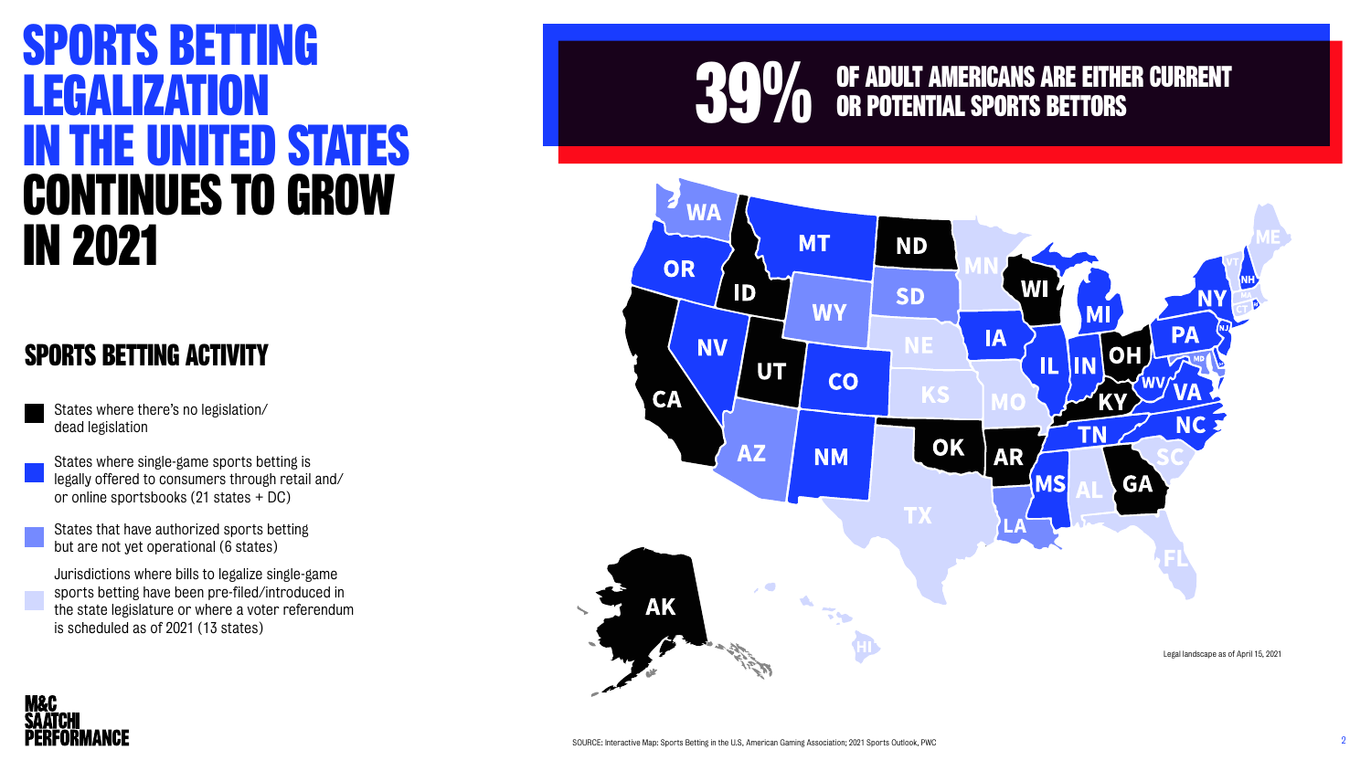# SPORTS BETTING LEGALIZATION IN THE UNITED STATES CONTINUES TO GROW IN 2021

## SPORTS BETTING ACTIVITY

- States where there's no legislation/ dead legislation
- States where single-game sports betting is legally offered to consumers through retail and/ or online sportsbooks (21 states + DC)
- States that have authorized sports betting but are not yet operational (6 states)
- Jurisdictions where bills to legalize single-game sports betting have been pre-filed/introduced in the state legislature or where a voter referendum is scheduled as of 2021 (13 states)

**39% OF ADULT AMERICANS ARE EITHER CURRENT OR POTENTIAL SPORTS BETTORS**

WA, OR, CA, ID, NV, MT, WY, UT, AZ, CO, NM, ND, SD, NE, KS, OK, TX, MN, IA, MO, AR, LA, WI, IL, MI, IN, OH, KY, TN, MS, AL, GA, FL, SC, NC, VA, WV, PA, NY, MD, NJ, CT, RI, MA, VT, NH, ME, AK, HI

Legal landscape as of April 15, 2021

M&C SAATCHI PERFORMANCE

SOURCE: Interactive Map: Sports Betting in the U.S., American Gaming Association; 2021 Sports Outlook, PWC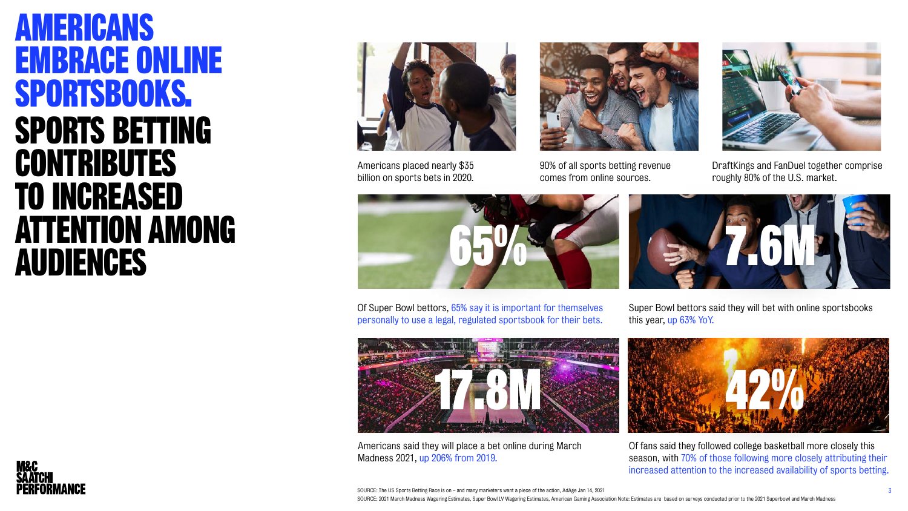# AMERICANS EMBRACE ONLINE SPORTSBOOKS.

## SPORTS BETTING CONTRIBUTES TO INCREASED ATTENTION AMONG AUDIENCES

Americans placed nearly $35 billion on sports bets in 2020.

90% of all sports betting revenue comes from online sources.

DraftKings and FanDuel together comprise roughly 80% of the U.S. market.

**65%**

Of Super Bowl bettors, 65% say it is important for themselves personally to use a legal, regulated sportsbook for their bets.

**7.6M**

Super Bowl bettors said they will bet with online sportsbooks this year, up 63% YoY.

**17.8M**

Americans said they will place a bet online during March Madness 2021, up 206% from 2019.

**42%**

Of fans said they followed college basketball more closely this season, with 70% of those following more closely attributing their increased attention to the increased availability of sports betting.

SOURCE: The US Sports Betting Race is on – and many marketers want a piece of the action, AdAge Jan 14, 2021

SOURCE: 2021 March Madness Wagering Estimates, Super Bowl LV Wagering Estimates, American Gaming Association Note: Estimates are based on surveys conducted prior to the 2021 Superbowl and March Madness

M&C SAATCHI PERFORMANCE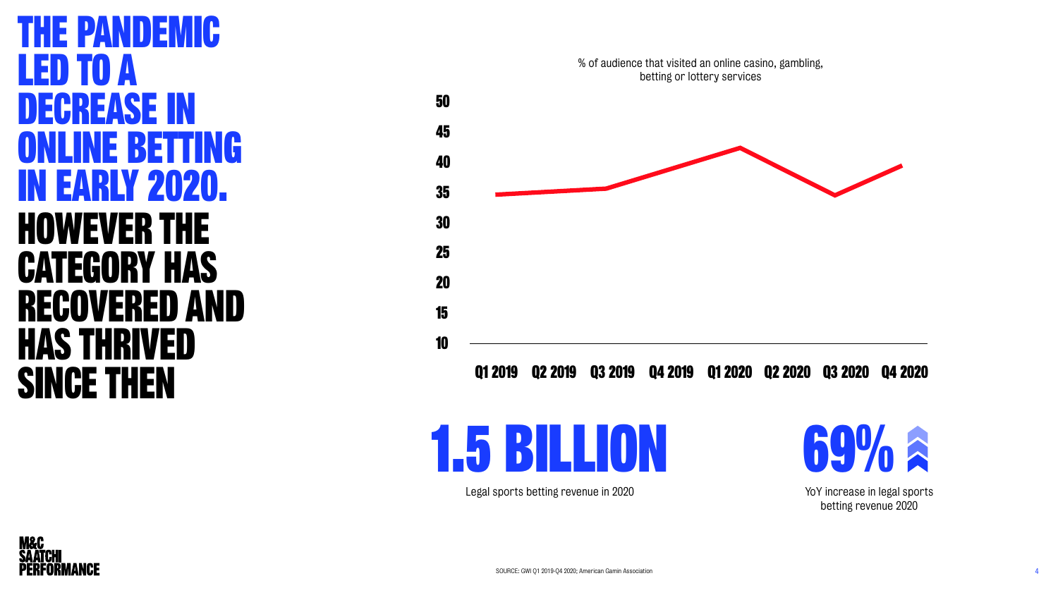# THE PANDEMIC LED TO A DECREASE IN ONLINE BETTING IN EARLY 2020.

## HOWEVER THE CATEGORY HAS RECOVERED AND HAS THRIVED SINCE THEN

% of audience that visited an online casino, gambling, betting or lottery services

| Quarter | % |
|---|---|
| Q1 2019 | ~35 |
| Q2 2019 | ~35 |
| Q3 2019 | ~36 |
| Q4 2019 | ~39 |
| Q1 2020 | ~42 |
| Q2 2020 | ~39 |
| Q3 2020 | ~35 |
| Q4 2020 | ~39 |

**1.5 BILLION**

Legal sports betting revenue in 2020

**69%**

YoY increase in legal sports betting revenue 2020

SOURCE: GWI Q1 2019-Q4 2020; American Gamin Association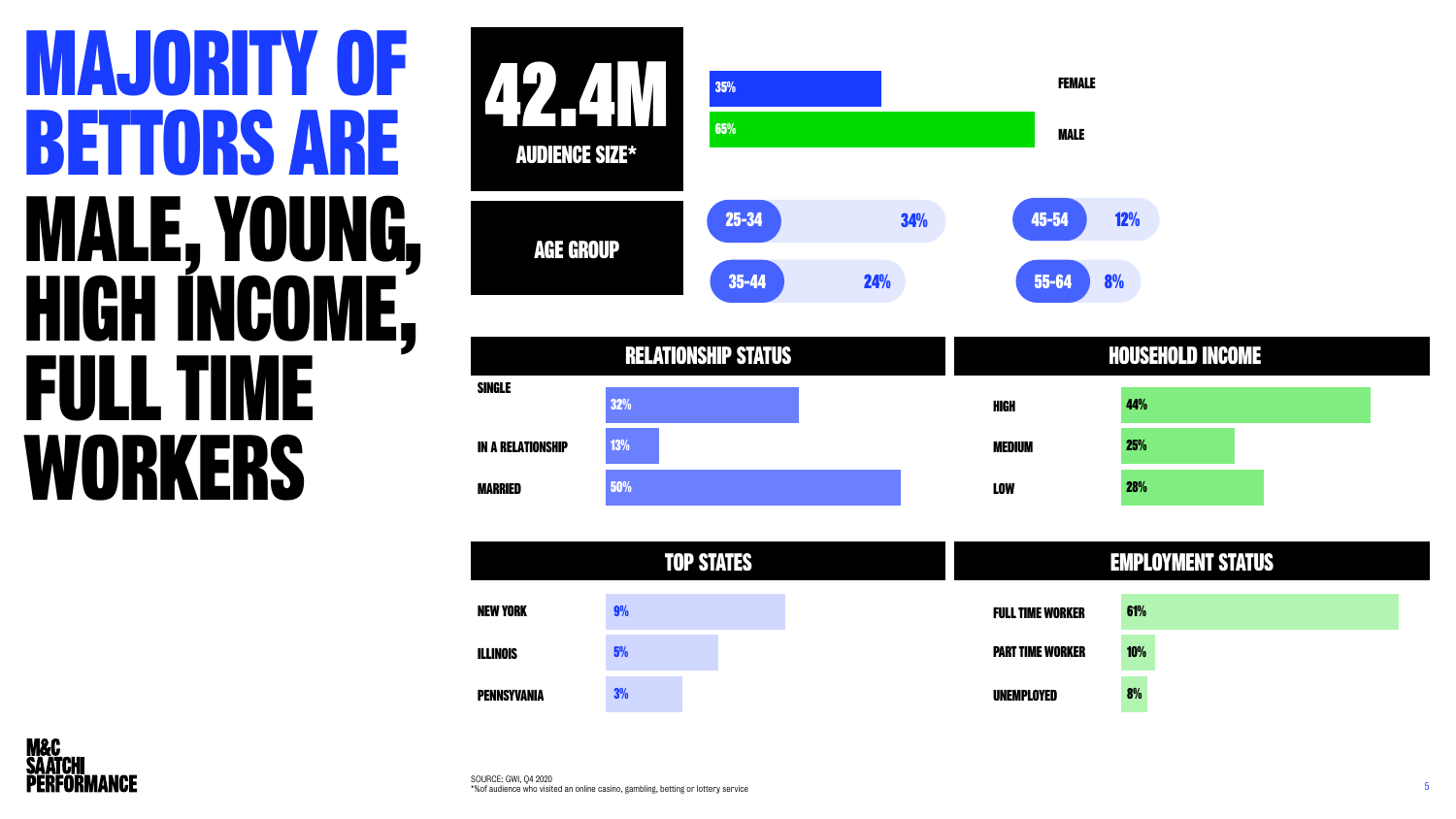# MAJORITY OF BETTORS ARE MALE, YOUNG, HIGH INCOME, FULL TIME WORKERS

**42.4M**
**AUDIENCE SIZE***

| Gender | % |
|---|---|
| FEMALE | 35% |
| MALE | 65% |

## AGE GROUP

| Age | % |
|---|---|
| 25-34 | 34% |
| 35-44 | 24% |
| 45-54 | 12% |
| 55-64 | 8% |

## RELATIONSHIP STATUS

| Status | % |
|---|---|
| SINGLE | 32% |
| IN A RELATIONSHIP | 13% |
| MARRIED | 50% |

## HOUSEHOLD INCOME

| Income | % |
|---|---|
| HIGH | 44% |
| MEDIUM | 25% |
| LOW | 28% |

## TOP STATES

| State | % |
|---|---|
| NEW YORK | 9% |
| ILLINOIS | 5% |
| PENNSYVANIA | 3% |

## EMPLOYMENT STATUS

| Status | % |
|---|---|
| FULL TIME WORKER | 61% |
| PART TIME WORKER | 10% |
| UNEMPLOYED | 8% |

SOURCE: GWI, Q4 2020
*%of audience who visited an online casino, gambling, betting or lottery service

M&C SAATCHI PERFORMANCE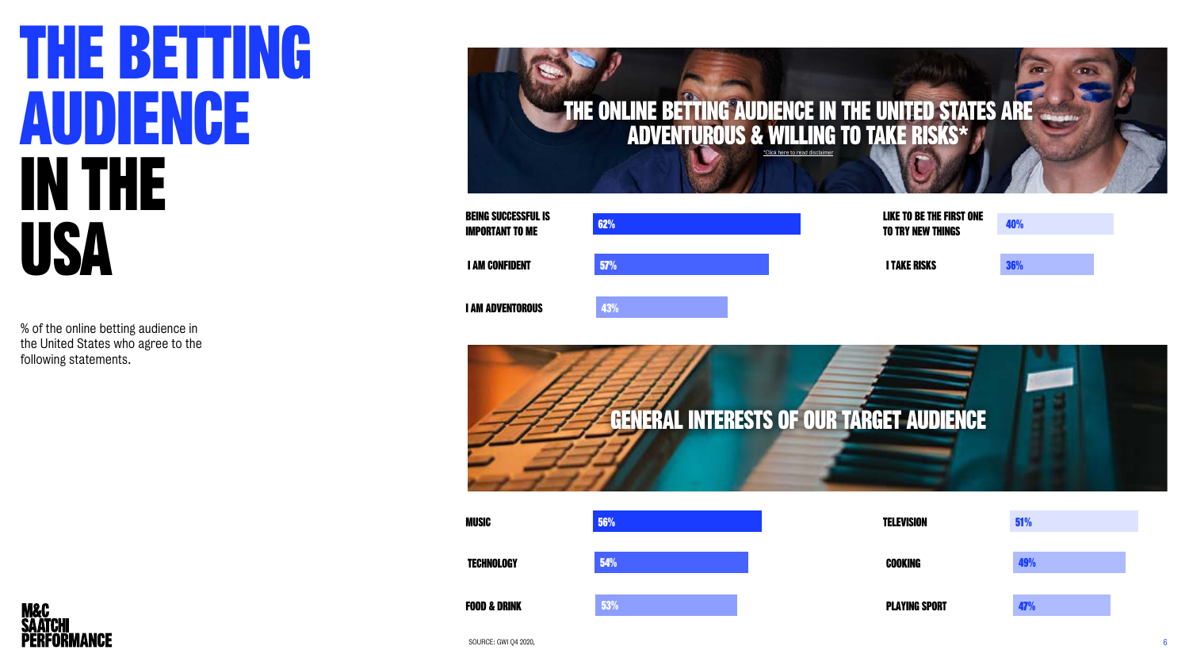# THE BETTING AUDIENCE IN THE USA

% of the online betting audience in the United States who agree to the following statements.

## THE ONLINE BETTING AUDIENCE IN THE UNITED STATES ARE ADVENTUROUS & WILLING TO TAKE RISKS*

*Click here to read disclaimer

| Statement | % |
| --- | --- |
| BEING SUCCESSFUL IS IMPORTANT TO ME | 62% |
| I AM CONFIDENT | 57% |
| I AM ADVENTUROUS | 43% |
| LIKE TO BE THE FIRST ONE TO TRY NEW THINGS | 40% |
| I TAKE RISKS | 36% |

## GENERAL INTERESTS OF OUR TARGET AUDIENCE

| Interest | % |
| --- | --- |
| MUSIC | 56% |
| TECHNOLOGY | 54% |
| FOOD & DRINK | 53% |
| TELEVISION | 51% |
| COOKING | 49% |
| PLAYING SPORT | 47% |

SOURCE: GWI Q4 2020,

M&C SAATCHI PERFORMANCE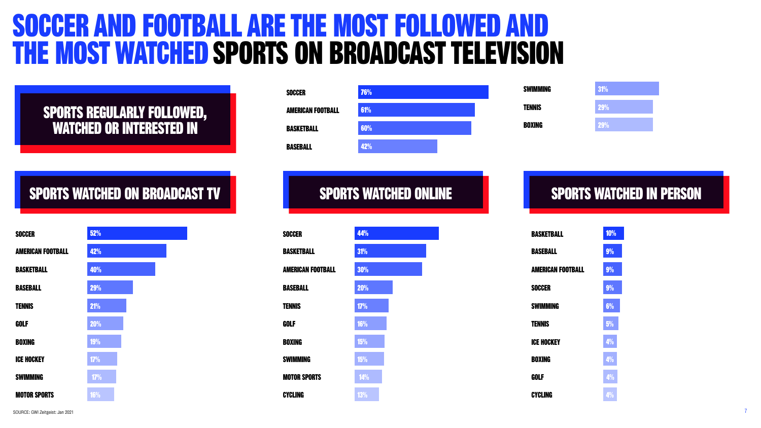# SOCCER AND FOOTBALL ARE THE MOST FOLLOWED AND THE MOST WATCHED SPORTS ON BROADCAST TELEVISION

## SPORTS REGULARLY FOLLOWED, WATCHED OR INTERESTED IN

| Sport | % |
|---|---|
| SOCCER | 76% |
| AMERICAN FOOTBALL | 61% |
| BASKETBALL | 60% |
| BASEBALL | 42% |
| SWIMMING | 31% |
| TENNIS | 29% |
| BOXING | 29% |

## SPORTS WATCHED ON BROADCAST TV

| Sport | % |
|---|---|
| SOCCER | 52% |
| AMERICAN FOOTBALL | 42% |
| BASKETBALL | 40% |
| BASEBALL | 29% |
| TENNIS | 21% |
| GOLF | 20% |
| BOXING | 19% |
| ICE HOCKEY | 17% |
| SWIMMING | 17% |
| MOTOR SPORTS | 16% |

## SPORTS WATCHED ONLINE

| Sport | % |
|---|---|
| SOCCER | 44% |
| BASKETBALL | 31% |
| AMERICAN FOOTBALL | 30% |
| BASEBALL | 20% |
| TENNIS | 17% |
| GOLF | 16% |
| BOXING | 15% |
| SWIMMING | 15% |
| MOTOR SPORTS | 14% |
| CYCLING | 13% |

## SPORTS WATCHED IN PERSON

| Sport | % |
|---|---|
| BASKETBALL | 10% |
| BASEBALL | 9% |
| AMERICAN FOOTBALL | 9% |
| SOCCER | 9% |
| SWIMMING | 6% |
| TENNIS | 5% |
| ICE HOCKEY | 4% |
| BOXING | 4% |
| GOLF | 4% |
| CYCLING | 4% |

SOURCE: GWI Zeitgeist: Jan 2021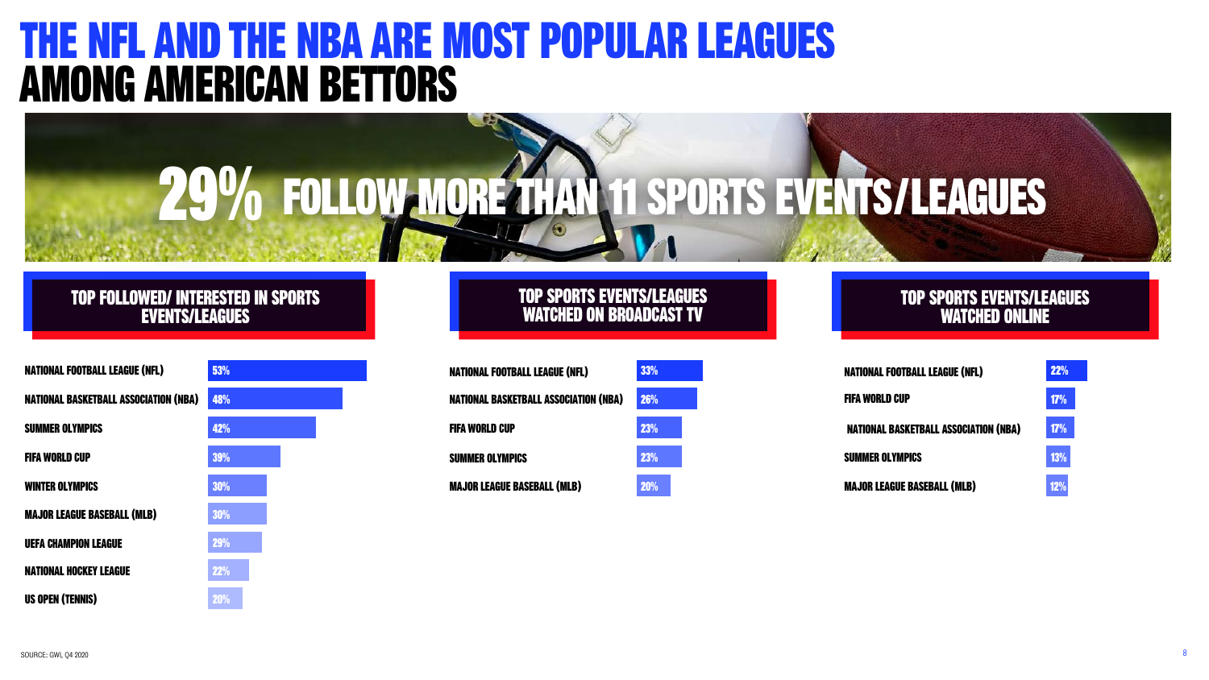# THE NFL AND THE NBA ARE MOST POPULAR LEAGUES AMONG AMERICAN BETTORS

## 29% FOLLOW MORE THAN 11 SPORTS EVENTS/LEAGUES

### TOP FOLLOWED/ INTERESTED IN SPORTS EVENTS/LEAGUES

| Sports Event/League | % |
|---|---|
| NATIONAL FOOTBALL LEAGUE (NFL) | 53% |
| NATIONAL BASKETBALL ASSOCIATION (NBA) | 48% |
| SUMMER OLYMPICS | 42% |
| FIFA WORLD CUP | 39% |
| WINTER OLYMPICS | 30% |
| MAJOR LEAGUE BASEBALL (MLB) | 30% |
| UEFA CHAMPION LEAGUE | 29% |
| NATIONAL HOCKEY LEAGUE | 22% |
| US OPEN (TENNIS) | 20% |

### TOP SPORTS EVENTS/LEAGUES WATCHED ON BROADCAST TV

| Sports Event/League | % |
|---|---|
| NATIONAL FOOTBALL LEAGUE (NFL) | 33% |
| NATIONAL BASKETBALL ASSOCIATION (NBA) | 26% |
| FIFA WORLD CUP | 23% |
| SUMMER OLYMPICS | 23% |
| MAJOR LEAGUE BASEBALL (MLB) | 20% |

### TOP SPORTS EVENTS/LEAGUES WATCHED ONLINE

| Sports Event/League | % |
|---|---|
| NATIONAL FOOTBALL LEAGUE (NFL) | 22% |
| FIFA WORLD CUP | 17% |
| NATIONAL BASKETBALL ASSOCIATION (NBA) | 17% |
| SUMMER OLYMPICS | 13% |
| MAJOR LEAGUE BASEBALL (MLB) | 12% |

SOURCE: GWI, Q4 2020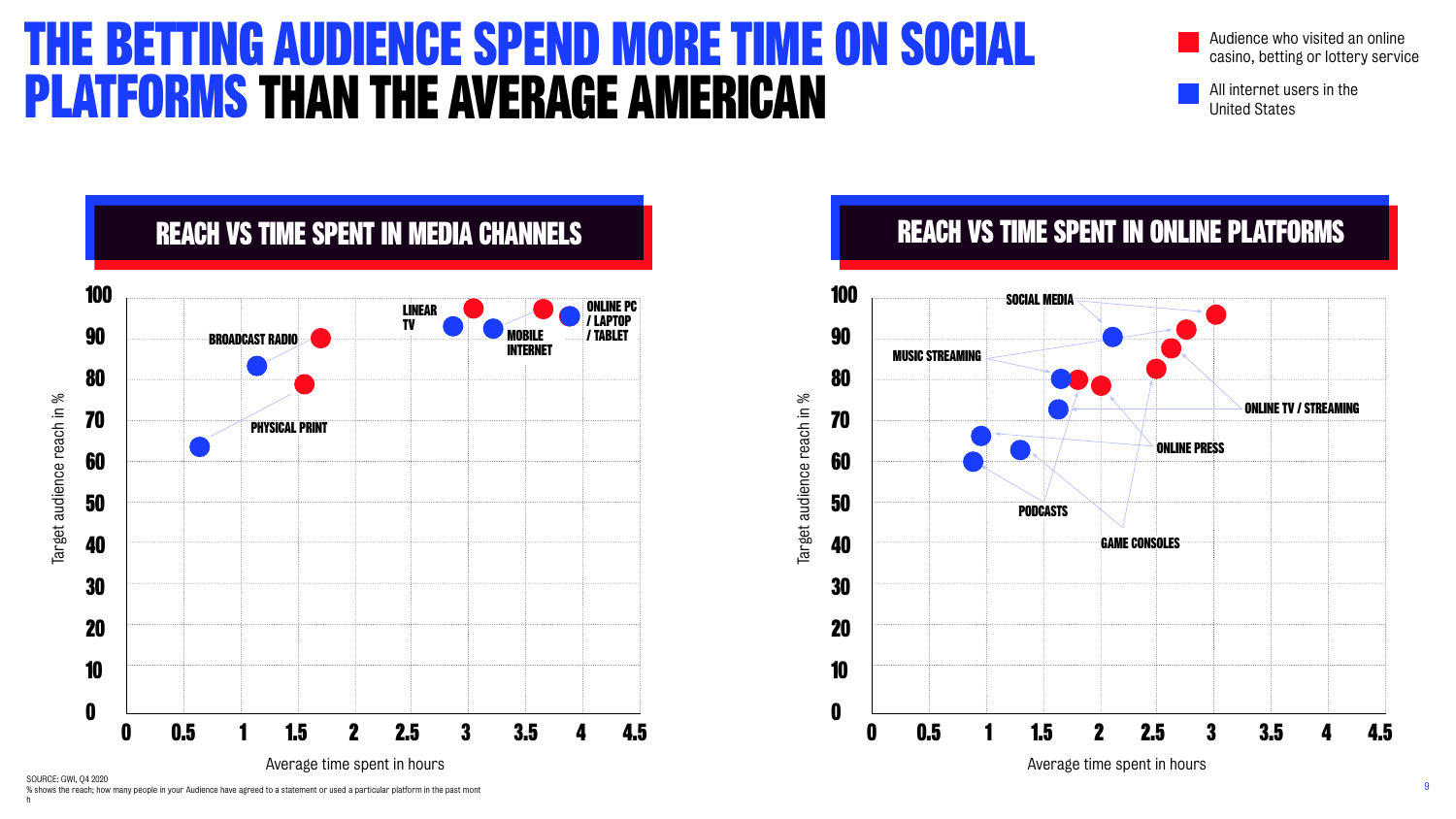# THE BETTING AUDIENCE SPEND MORE TIME ON SOCIAL PLATFORMS THAN THE AVERAGE AMERICAN

- Audience who visited an online casino, betting or lottery service
- All internet users in the United States

## REACH VS TIME SPENT IN MEDIA CHANNELS

Target audience reach in %

100, 90, 80, 70, 60, 50, 40, 30, 20, 10, 0

BROADCAST RADIO

PHYSICAL PRINT

LINEAR TV

MOBILE INTERNET

ONLINE PC / LAPTOP / TABLET

0, 0.5, 1, 1.5, 2, 2.5, 3, 3.5, 4, 4.5

Average time spent in hours

## REACH VS TIME SPENT IN ONLINE PLATFORMS

Target audience reach in %

100, 90, 80, 70, 60, 50, 40, 30, 20, 10, 0

SOCIAL MEDIA

MUSIC STREAMING

ONLINE TV / STREAMING

ONLINE PRESS

PODCASTS

GAME CONSOLES

0, 0.5, 1, 1.5, 2, 2.5, 3, 3.5, 4, 4.5

Average time spent in hours

SOURCE: GWI, Q4 2020

% shows the reach; how many people in your Audience have agreed to a statement or used a particular platform in the past mont h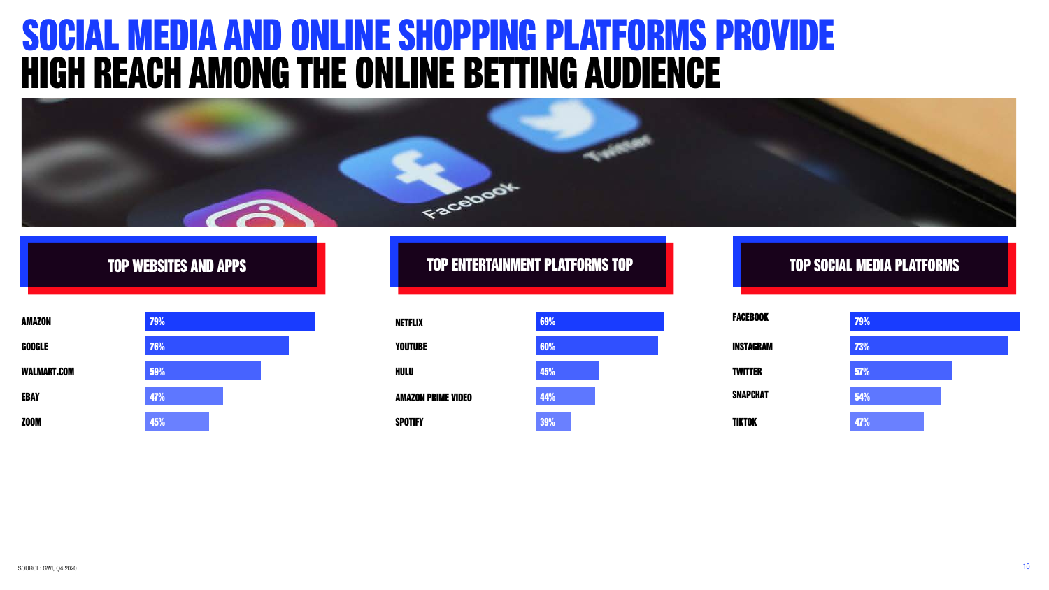# SOCIAL MEDIA AND ONLINE SHOPPING PLATFORMS PROVIDE HIGH REACH AMONG THE ONLINE BETTING AUDIENCE

### TOP WEBSITES AND APPS

| Website/App | % |
|---|---|
| AMAZON | 79% |
| GOOGLE | 76% |
| WALMART.COM | 59% |
| EBAY | 47% |
| ZOOM | 45% |

### TOP ENTERTAINMENT PLATFORMS TOP

| Platform | % |
|---|---|
| NETFLIX | 69% |
| YOUTUBE | 60% |
| HULU | 45% |
| AMAZON PRIME VIDEO | 44% |
| SPOTIFY | 39% |

### TOP SOCIAL MEDIA PLATFORMS

| Platform | % |
|---|---|
| FACEBOOK | 79% |
| INSTAGRAM | 73% |
| TWITTER | 57% |
| SNAPCHAT | 54% |
| TIKTOK | 47% |

SOURCE: GWI, Q4 2020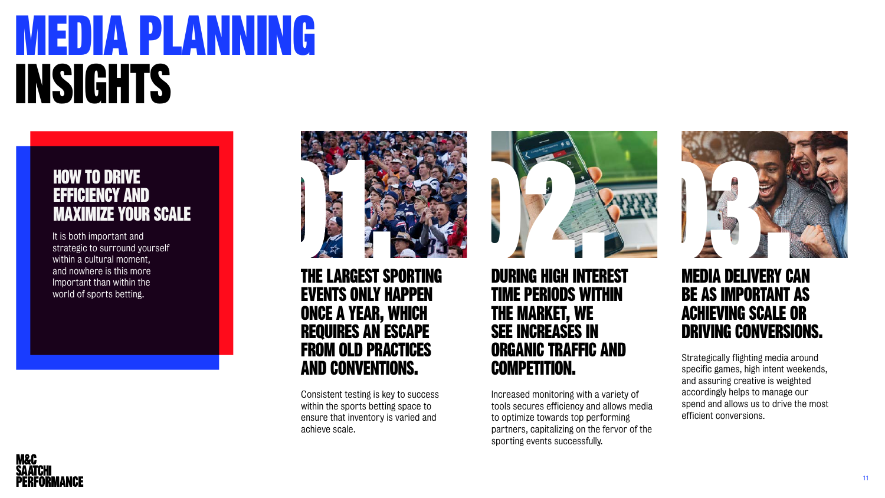# MEDIA PLANNING INSIGHTS

## HOW TO DRIVE EFFICIENCY AND MAXIMIZE YOUR SCALE

It is both important and strategic to surround yourself within a cultural moment, and nowhere is this more Important than within the world of sports betting.

### 01. THE LARGEST SPORTING EVENTS ONLY HAPPEN ONCE A YEAR, WHICH REQUIRES AN ESCAPE FROM OLD PRACTICES AND CONVENTIONS.

Consistent testing is key to success within the sports betting space to ensure that inventory is varied and achieve scale.

### 02. DURING HIGH INTEREST TIME PERIODS WITHIN THE MARKET, WE SEE INCREASES IN ORGANIC TRAFFIC AND COMPETITION.

Increased monitoring with a variety of tools secures efficiency and allows media to optimize towards top performing partners, capitalizing on the fervor of the sporting events successfully.

### 03. MEDIA DELIVERY CAN BE AS IMPORTANT AS ACHIEVING SCALE OR DRIVING CONVERSIONS.

Strategically flighting media around specific games, high intent weekends, and assuring creative is weighted accordingly helps to manage our spend and allows us to drive the most efficient conversions.

M&C SAATCHI PERFORMANCE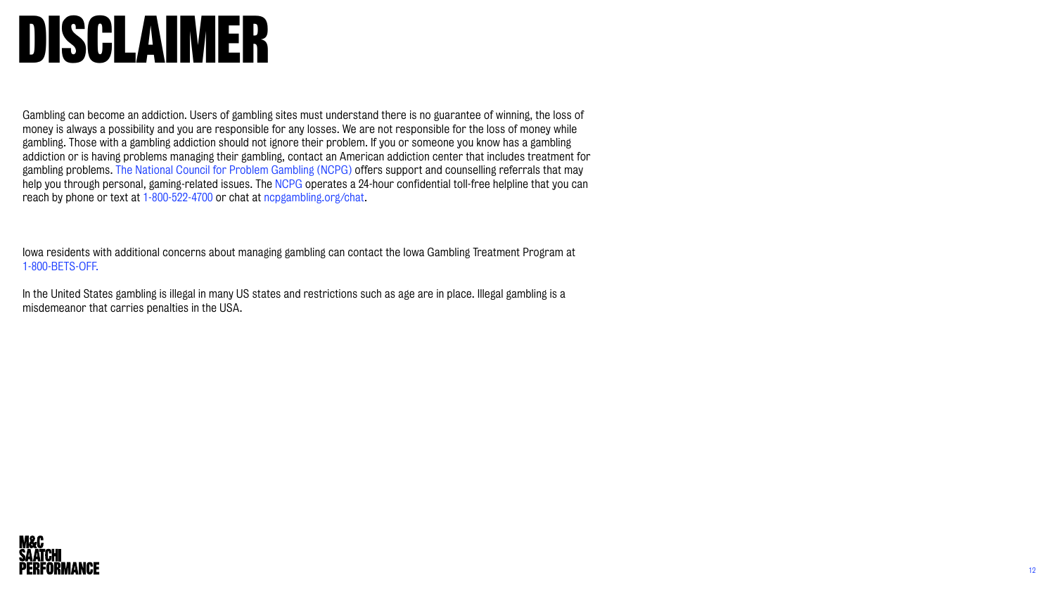# DISCLAIMER

Gambling can become an addiction. Users of gambling sites must understand there is no guarantee of winning, the loss of money is always a possibility and you are responsible for any losses. We are not responsible for the loss of money while gambling. Those with a gambling addiction should not ignore their problem. If you or someone you know has a gambling addiction or is having problems managing their gambling, contact an American addiction center that includes treatment for gambling problems. The National Council for Problem Gambling (NCPG) offers support and counselling referrals that may help you through personal, gaming-related issues. The NCPG operates a 24-hour confidential toll-free helpline that you can reach by phone or text at 1-800-522-4700 or chat at ncpgambling.org/chat.

Iowa residents with additional concerns about managing gambling can contact the Iowa Gambling Treatment Program at 1-800-BETS-OFF.

In the United States gambling is illegal in many US states and restrictions such as age are in place. Illegal gambling is a misdemeanor that carries penalties in the USA.

M&C SAATCHI PERFORMANCE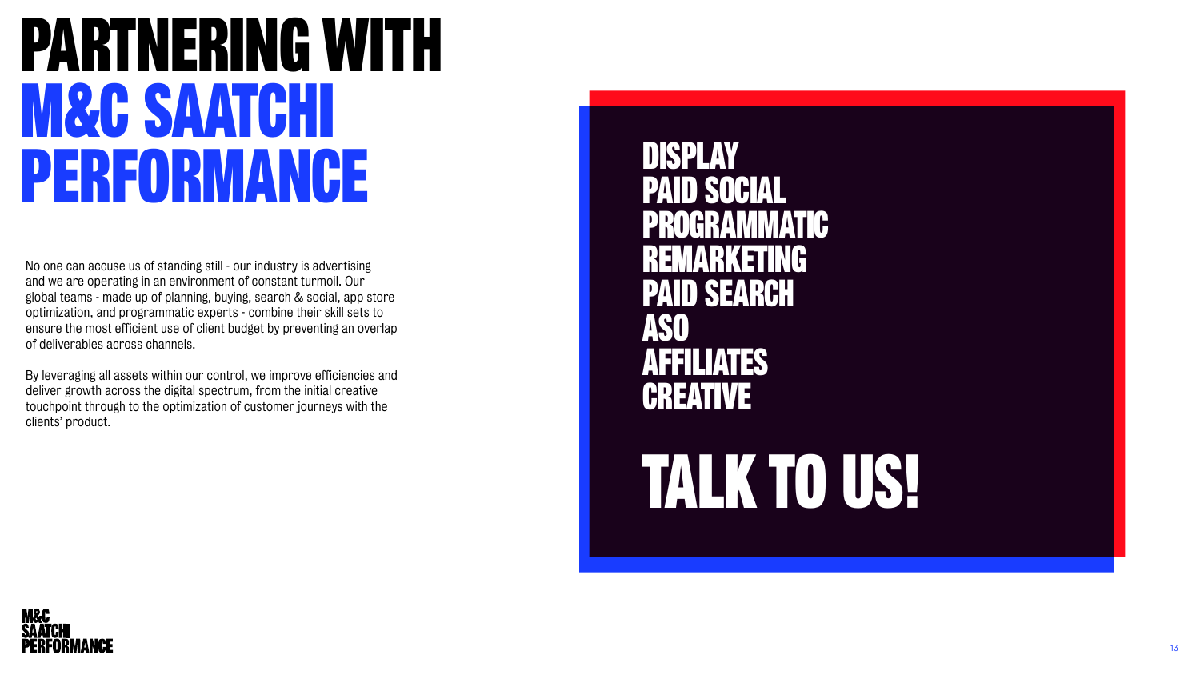# PARTNERING WITH M&C SAATCHI PERFORMANCE

No one can accuse us of standing still - our industry is advertising and we are operating in an environment of constant turmoil. Our global teams - made up of planning, buying, search & social, app store optimization, and programmatic experts - combine their skill sets to ensure the most efficient use of client budget by preventing an overlap of deliverables across channels.

By leveraging all assets within our control, we improve efficiencies and deliver growth across the digital spectrum, from the initial creative touchpoint through to the optimization of customer journeys with the clients' product.

**DISPLAY**
**PAID SOCIAL**
**PROGRAMMATIC**
**REMARKETING**
**PAID SEARCH**
**ASO**
**AFFILIATES**
**CREATIVE**

## TALK TO US!

M&C SAATCHI PERFORMANCE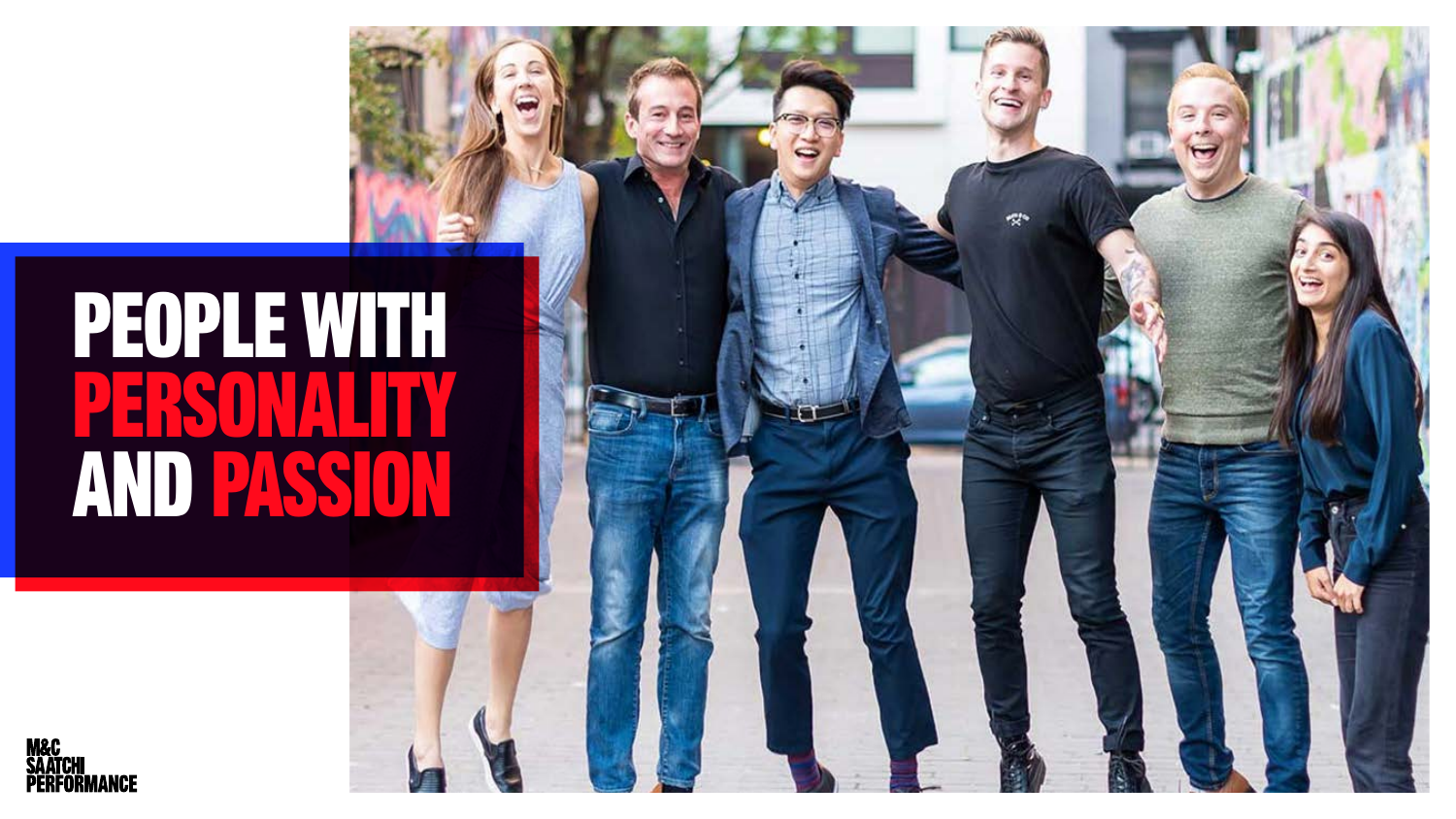# PEOPLE WITH PERSONALITY AND PASSION

M&C SAATCHI PERFORMANCE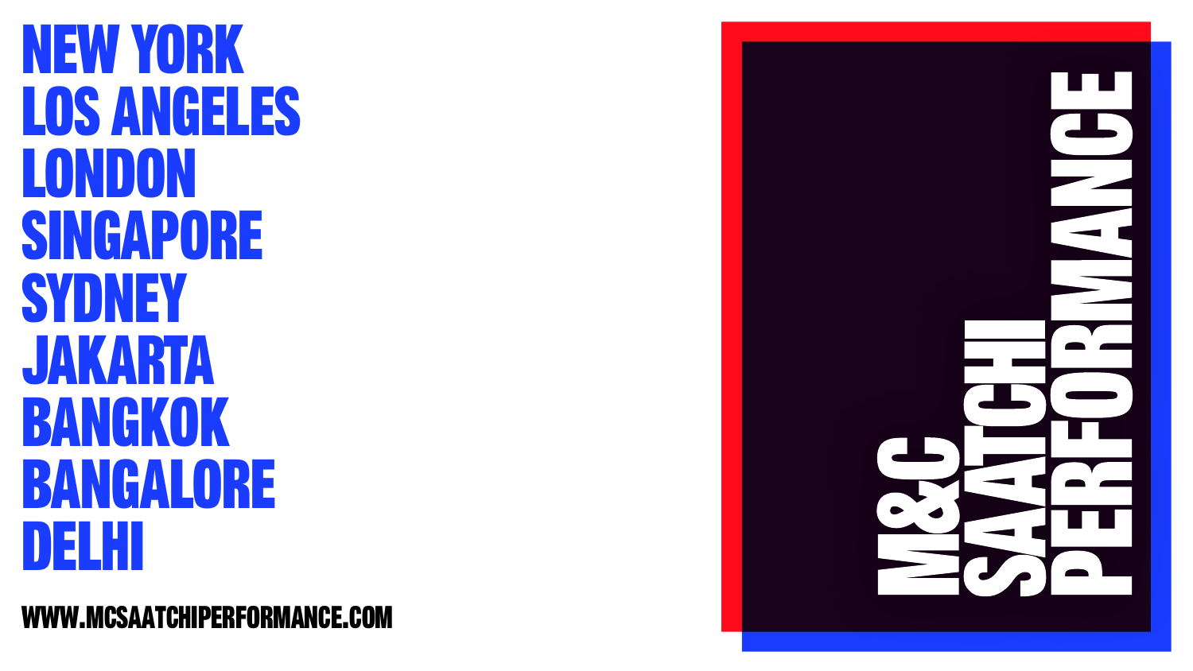NEW YORK
LOS ANGELES
LONDON
SINGAPORE
SYDNEY
JAKARTA
BANGKOK
BANGALORE
DELHI

WWW.MCSAATCHIPERFORMANCE.COM

M&C SAATCHI PERFORMANCE